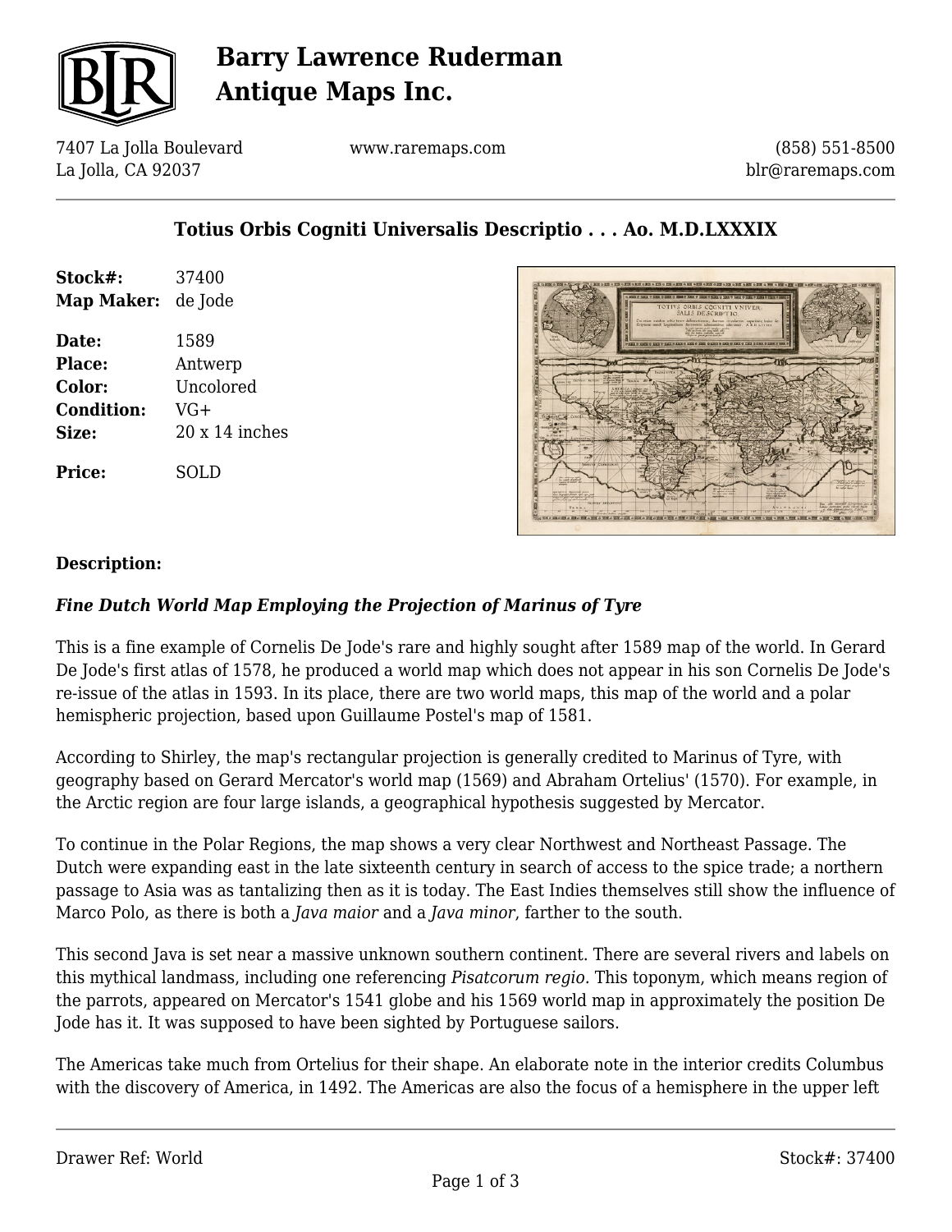# Barry Lawrence Ruderman Antique Maps Inc.

7407 La Jolla Boulevard
La Jolla, CA 92037

www.raremaps.com

(858) 551-8500
blr@raremaps.com

## Totius Orbis Cogniti Universalis Descriptio . . . Ao. M.D.LXXXIX

**Stock#:** 37400
**Map Maker:** de Jode

**Date:** 1589
**Place:** Antwerp
**Color:** Uncolored
**Condition:** VG+
**Size:** 20 x 14 inches

**Price:** SOLD

### Description:

***Fine Dutch World Map Employing the Projection of Marinus of Tyre***

This is a fine example of Cornelis De Jode's rare and highly sought after 1589 map of the world. In Gerard De Jode's first atlas of 1578, he produced a world map which does not appear in his son Cornelis De Jode's re-issue of the atlas in 1593. In its place, there are two world maps, this map of the world and a polar hemispheric projection, based upon Guillaume Postel's map of 1581.

According to Shirley, the map's rectangular projection is generally credited to Marinus of Tyre, with geography based on Gerard Mercator's world map (1569) and Abraham Ortelius' (1570). For example, in the Arctic region are four large islands, a geographical hypothesis suggested by Mercator.

To continue in the Polar Regions, the map shows a very clear Northwest and Northeast Passage. The Dutch were expanding east in the late sixteenth century in search of access to the spice trade; a northern passage to Asia was as tantalizing then as it is today. The East Indies themselves still show the influence of Marco Polo, as there is both a *Java maior* and a *Java minor*, farther to the south.

This second Java is set near a massive unknown southern continent. There are several rivers and labels on this mythical landmass, including one referencing *Pisatcorum regio*. This toponym, which means region of the parrots, appeared on Mercator's 1541 globe and his 1569 world map in approximately the position De Jode has it. It was supposed to have been sighted by Portuguese sailors.

The Americas take much from Ortelius for their shape. An elaborate note in the interior credits Columbus with the discovery of America, in 1492. The Americas are also the focus of a hemisphere in the upper left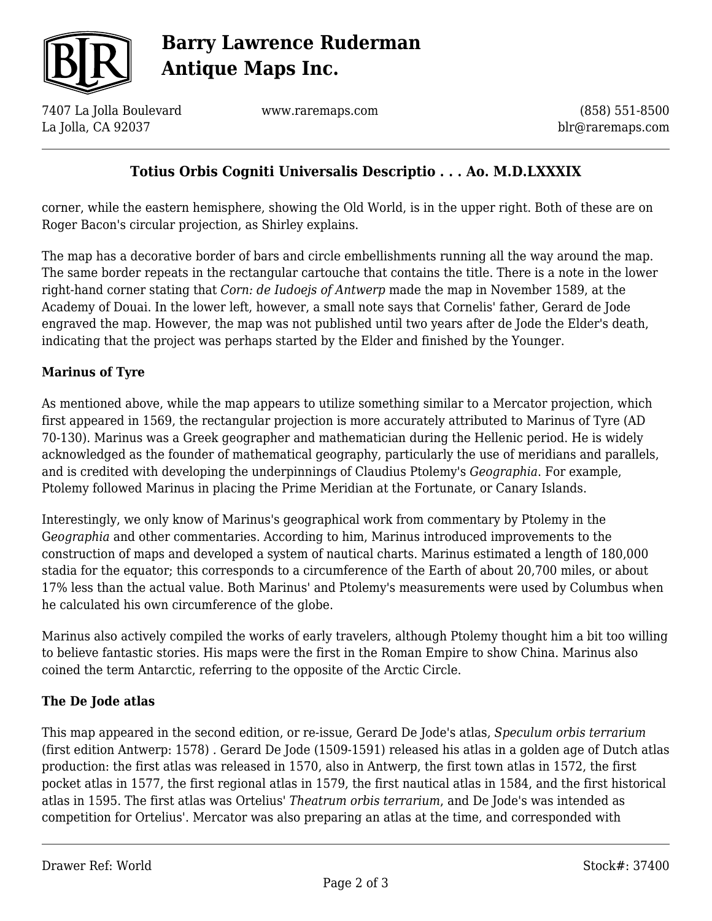corner, while the eastern hemisphere, showing the Old World, is in the upper right. Both of these are on Roger Bacon's circular projection, as Shirley explains.

The map has a decorative border of bars and circle embellishments running all the way around the map. The same border repeats in the rectangular cartouche that contains the title. There is a note in the lower right-hand corner stating that *Corn: de Iudoejs of Antwerp* made the map in November 1589, at the Academy of Douai. In the lower left, however, a small note says that Cornelis' father, Gerard de Jode engraved the map. However, the map was not published until two years after de Jode the Elder's death, indicating that the project was perhaps started by the Elder and finished by the Younger.

**Marinus of Tyre**

As mentioned above, while the map appears to utilize something similar to a Mercator projection, which first appeared in 1569, the rectangular projection is more accurately attributed to Marinus of Tyre (AD 70-130). Marinus was a Greek geographer and mathematician during the Hellenic period. He is widely acknowledged as the founder of mathematical geography, particularly the use of meridians and parallels, and is credited with developing the underpinnings of Claudius Ptolemy's *Geographia*. For example, Ptolemy followed Marinus in placing the Prime Meridian at the Fortunate, or Canary Islands.

Interestingly, we only know of Marinus's geographical work from commentary by Ptolemy in the G*eographia* and other commentaries. According to him, Marinus introduced improvements to the construction of maps and developed a system of nautical charts. Marinus estimated a length of 180,000 stadia for the equator; this corresponds to a circumference of the Earth of about 20,700 miles, or about 17% less than the actual value. Both Marinus' and Ptolemy's measurements were used by Columbus when he calculated his own circumference of the globe.

Marinus also actively compiled the works of early travelers, although Ptolemy thought him a bit too willing to believe fantastic stories. His maps were the first in the Roman Empire to show China. Marinus also coined the term Antarctic, referring to the opposite of the Arctic Circle.

**The De Jode atlas**

This map appeared in the second edition, or re-issue, Gerard De Jode's atlas, *Speculum orbis terrarium* (first edition Antwerp: 1578) . Gerard De Jode (1509-1591) released his atlas in a golden age of Dutch atlas production: the first atlas was released in 1570, also in Antwerp, the first town atlas in 1572, the first pocket atlas in 1577, the first regional atlas in 1579, the first nautical atlas in 1584, and the first historical atlas in 1595. The first atlas was Ortelius' *Theatrum orbis terrarium*, and De Jode's was intended as competition for Ortelius'. Mercator was also preparing an atlas at the time, and corresponded with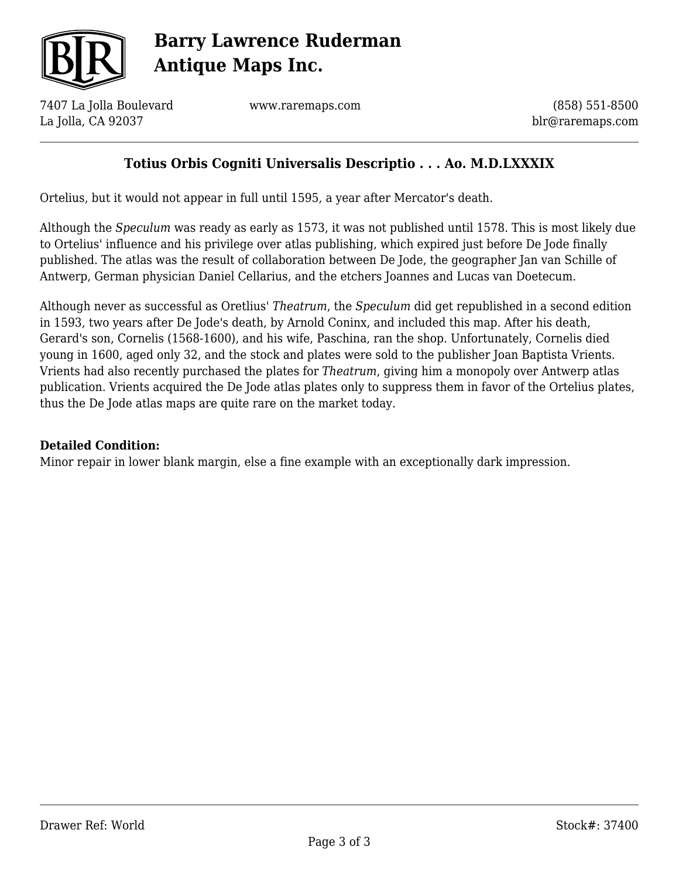Ortelius, but it would not appear in full until 1595, a year after Mercator's death.

Although the *Speculum* was ready as early as 1573, it was not published until 1578. This is most likely due to Ortelius' influence and his privilege over atlas publishing, which expired just before De Jode finally published. The atlas was the result of collaboration between De Jode, the geographer Jan van Schille of Antwerp, German physician Daniel Cellarius, and the etchers Joannes and Lucas van Doetecum.

Although never as successful as Oretlius' *Theatrum*, the *Speculum* did get republished in a second edition in 1593, two years after De Jode's death, by Arnold Coninx, and included this map. After his death, Gerard's son, Cornelis (1568-1600), and his wife, Paschina, ran the shop. Unfortunately, Cornelis died young in 1600, aged only 32, and the stock and plates were sold to the publisher Joan Baptista Vrients. Vrients had also recently purchased the plates for *Theatrum*, giving him a monopoly over Antwerp atlas publication. Vrients acquired the De Jode atlas plates only to suppress them in favor of the Ortelius plates, thus the De Jode atlas maps are quite rare on the market today.

**Detailed Condition:**
Minor repair in lower blank margin, else a fine example with an exceptionally dark impression.